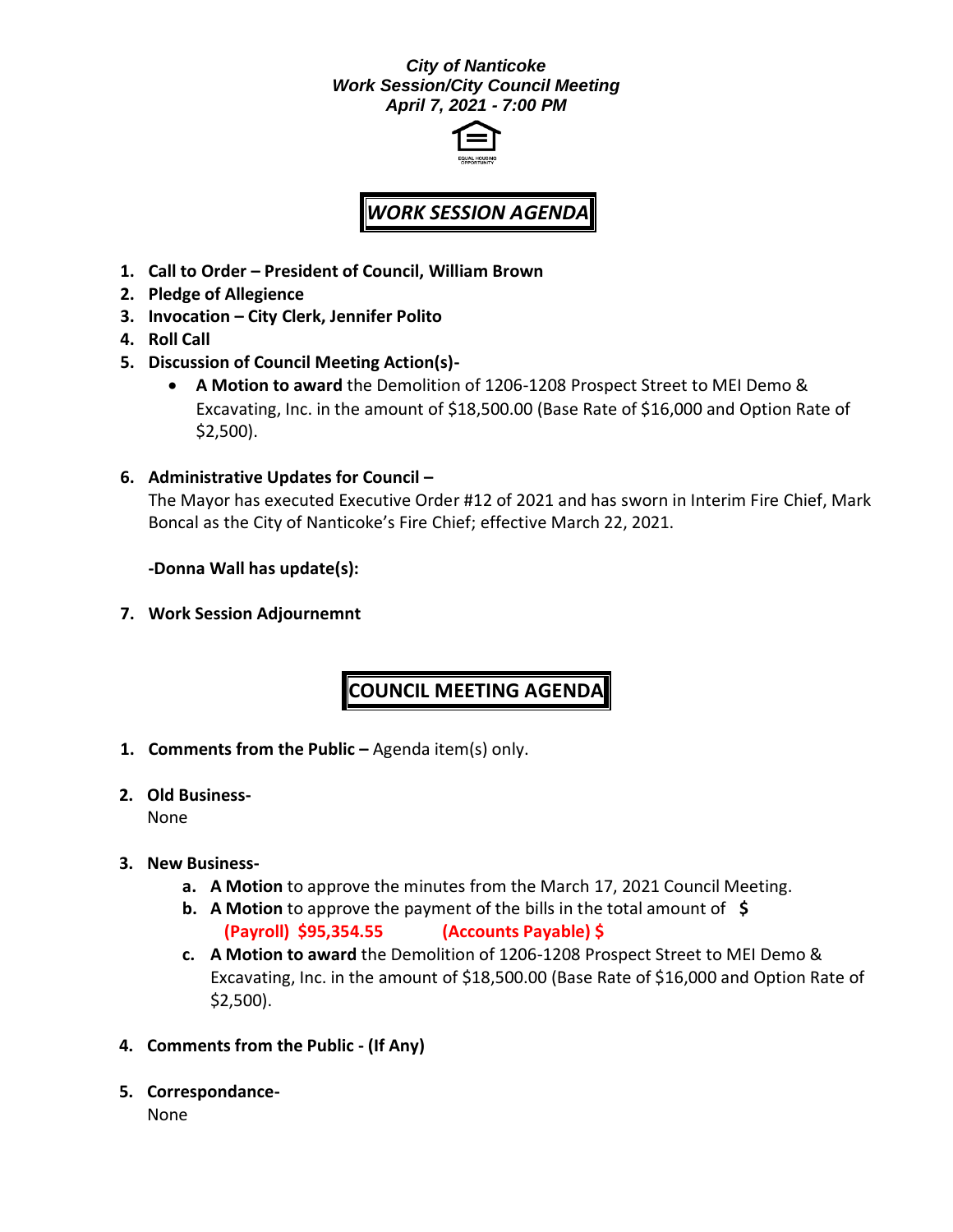***City of Nanticoke***
***Work Session/City Council Meeting***
***April 7, 2021 - 7:00 PM***

## *WORK SESSION AGENDA*

1. **Call to Order – President of Council, William Brown**
2. **Pledge of Allegience**
3. **Invocation – City Clerk, Jennifer Polito**
4. **Roll Call**
5. **Discussion of Council Meeting Action(s)-**
   - **A Motion to award** the Demolition of 1206-1208 Prospect Street to MEI Demo & Excavating, Inc. in the amount of $18,500.00 (Base Rate of $16,000 and Option Rate of $2,500).
6. **Administrative Updates for Council –**

   The Mayor has executed Executive Order #12 of 2021 and has sworn in Interim Fire Chief, Mark Boncal as the City of Nanticoke's Fire Chief; effective March 22, 2021.

   **-Donna Wall has update(s):**

7. **Work Session Adjournemnt**

## COUNCIL MEETING AGENDA

1. **Comments from the Public –** Agenda item(s) only.
2. **Old Business-**

   None

3. **New Business-**
   a. **A Motion** to approve the minutes from the March 17, 2021 Council Meeting.
   b. **A Motion** to approve the payment of the bills in the total amount of **$**
   **(Payroll) $95,354.55 (Accounts Payable) $**
   c. **A Motion to award** the Demolition of 1206-1208 Prospect Street to MEI Demo & Excavating, Inc. in the amount of $18,500.00 (Base Rate of $16,000 and Option Rate of $2,500).
4. **Comments from the Public - (If Any)**
5. **Correspondance-**

   None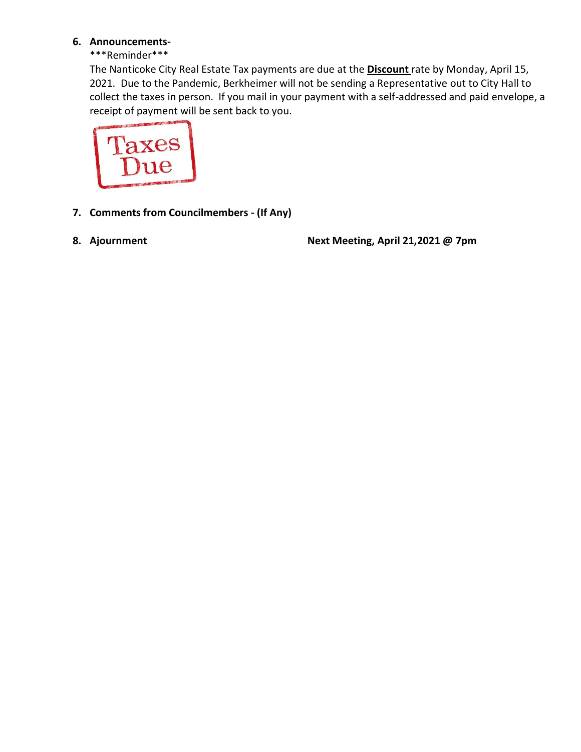6. **Announcements-**

   \*\*\*Reminder\*\*\*

   The Nanticoke City Real Estate Tax payments are due at the **Discount** rate by Monday, April 15, 2021. Due to the Pandemic, Berkheimer will not be sending a Representative out to City Hall to collect the taxes in person. If you mail in your payment with a self-addressed and paid envelope, a receipt of payment will be sent back to you.

   Taxes Due

7. **Comments from Councilmembers - (If Any)**

8. **Ajournment** **Next Meeting, April 21,2021 @ 7pm**